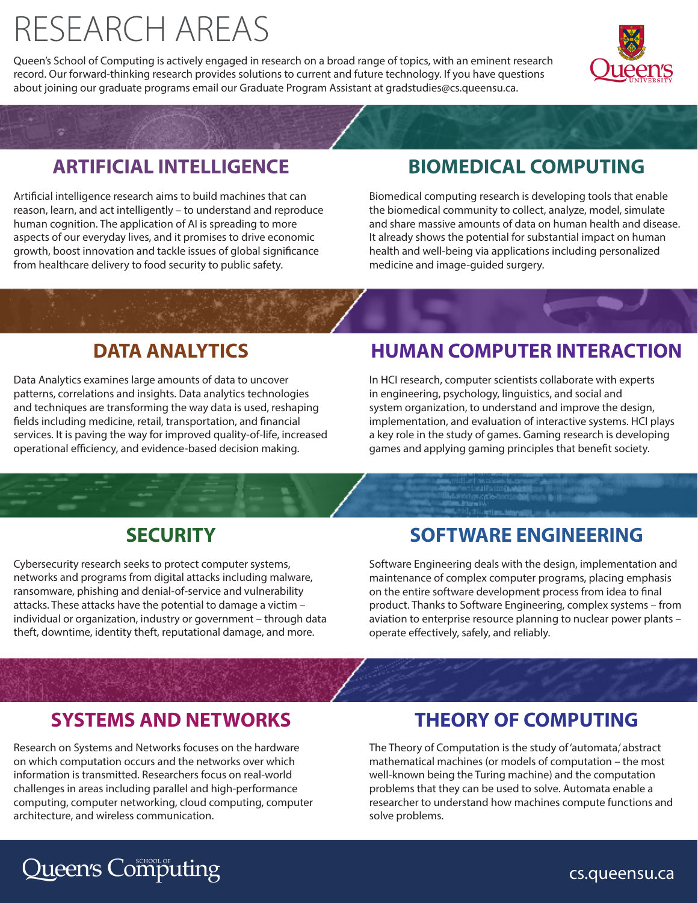# RESEARCH AREAS

Queen's School of Computing is actively engaged in research on a broad range of topics, with an eminent research record. Our forward-thinking research provides solutions to current and future technology. If you have questions about joining our graduate programs email our Graduate Program Assistant at gradstudies@cs.queensu.ca.

## ARTIFICIAL INTELLIGENCE

Artificial intelligence research aims to build machines that can reason, learn, and act intelligently – to understand and reproduce human cognition. The application of AI is spreading to more aspects of our everyday lives, and it promises to drive economic growth, boost innovation and tackle issues of global significance from healthcare delivery to food security to public safety.

## BIOMEDICAL COMPUTING

Biomedical computing research is developing tools that enable the biomedical community to collect, analyze, model, simulate and share massive amounts of data on human health and disease. It already shows the potential for substantial impact on human health and well-being via applications including personalized medicine and image-guided surgery.

## DATA ANALYTICS

Data Analytics examines large amounts of data to uncover patterns, correlations and insights. Data analytics technologies and techniques are transforming the way data is used, reshaping fields including medicine, retail, transportation, and financial services. It is paving the way for improved quality-of-life, increased operational efficiency, and evidence-based decision making.

## HUMAN COMPUTER INTERACTION

In HCI research, computer scientists collaborate with experts in engineering, psychology, linguistics, and social and system organization, to understand and improve the design, implementation, and evaluation of interactive systems. HCI plays a key role in the study of games. Gaming research is developing games and applying gaming principles that benefit society.

## SECURITY

Cybersecurity research seeks to protect computer systems, networks and programs from digital attacks including malware, ransomware, phishing and denial-of-service and vulnerability attacks. These attacks have the potential to damage a victim – individual or organization, industry or government – through data theft, downtime, identity theft, reputational damage, and more.

## SOFTWARE ENGINEERING

Software Engineering deals with the design, implementation and maintenance of complex computer programs, placing emphasis on the entire software development process from idea to final product. Thanks to Software Engineering, complex systems – from aviation to enterprise resource planning to nuclear power plants – operate effectively, safely, and reliably.

## SYSTEMS AND NETWORKS

Research on Systems and Networks focuses on the hardware on which computation occurs and the networks over which information is transmitted. Researchers focus on real-world challenges in areas including parallel and high-performance computing, computer networking, cloud computing, computer architecture, and wireless communication.

## THEORY OF COMPUTING

The Theory of Computation is the study of 'automata,' abstract mathematical machines (or models of computation – the most well-known being the Turing machine) and the computation problems that they can be used to solve. Automata enable a researcher to understand how machines compute functions and solve problems.

Queen's School of Computing

cs.queensu.ca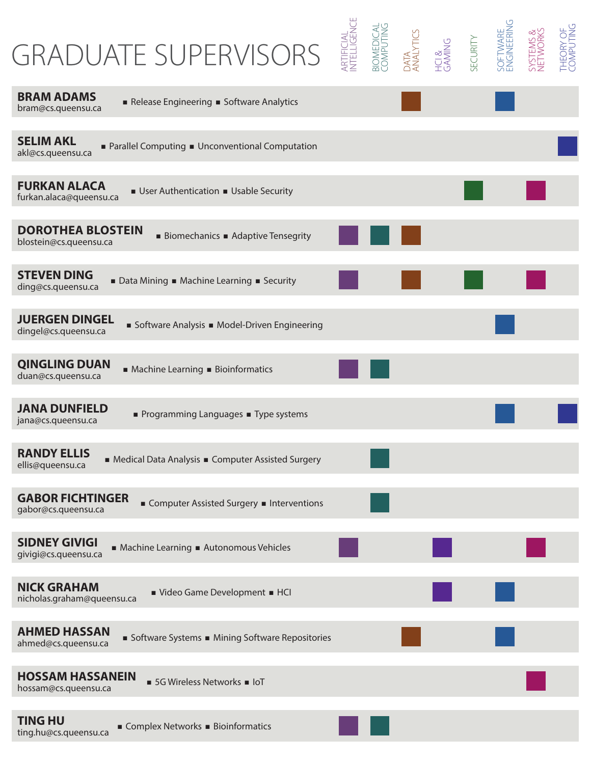# GRADUATE SUPERVISORS

| Supervisor | Research Interests | Artificial Intelligence | Biomedical Computing | Data Analytics | HCI & Gaming | Security | Software Engineering | Systems & Networks | Theory of Computing |
|---|---|---|---|---|---|---|---|---|---|
| **BRAM ADAMS** bram@cs.queensu.ca | ■ Release Engineering ■ Software Analytics | | | ■ | | | ■ | | |
| **SELIM AKL** akl@cs.queensu.ca | ■ Parallel Computing ■ Unconventional Computation | | | | | | | | ■ |
| **FURKAN ALACA** furkan.alaca@queensu.ca | ■ User Authentication ■ Usable Security | | | | | ■ | | ■ | |
| **DOROTHEA BLOSTEIN** blostein@cs.queensu.ca | ■ Biomechanics ■ Adaptive Tensegrity | ■ | ■ | ■ | | | | | |
| **STEVEN DING** ding@cs.queensu.ca | ■ Data Mining ■ Machine Learning ■ Security | ■ | | ■ | | ■ | | ■ | |
| **JUERGEN DINGEL** dingel@cs.queensu.ca | ■ Software Analysis ■ Model-Driven Engineering | | | | | | ■ | | |
| **QINGLING DUAN** duan@cs.queensu.ca | ■ Machine Learning ■ Bioinformatics | ■ | ■ | | | | | | |
| **JANA DUNFIELD** jana@cs.queensu.ca | ■ Programming Languages ■ Type systems | | | | | | ■ | | ■ |
| **RANDY ELLIS** ellis@queensu.ca | ■ Medical Data Analysis ■ Computer Assisted Surgery | | ■ | | | | | | |
| **GABOR FICHTINGER** gabor@cs.queensu.ca | ■ Computer Assisted Surgery ■ Interventions | | ■ | | | | | | |
| **SIDNEY GIVIGI** givigi@cs.queensu.ca | ■ Machine Learning ■ Autonomous Vehicles | ■ | | | ■ | | | ■ | |
| **NICK GRAHAM** nicholas.graham@queensu.ca | ■ Video Game Development ■ HCI | | | | ■ | | ■ | | |
| **AHMED HASSAN** ahmed@cs.queensu.ca | ■ Software Systems ■ Mining Software Repositories | | | ■ | | | ■ | | |
| **HOSSAM HASSANEIN** hossam@cs.queensu.ca | ■ 5G Wireless Networks ■ IoT | | | | | | | ■ | |
| **TING HU** ting.hu@cs.queensu.ca | ■ Complex Networks ■ Bioinformatics | ■ | ■ | | | | | | |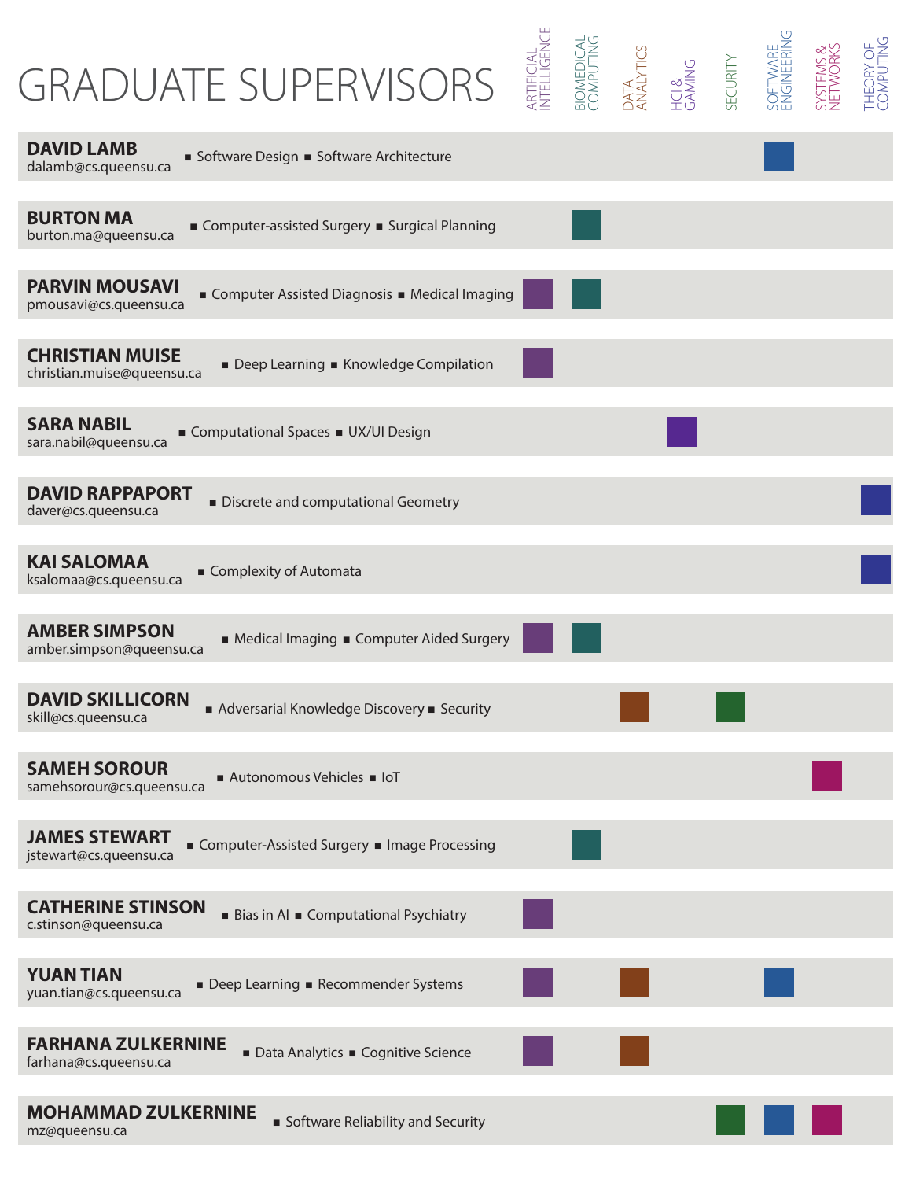# GRADUATE SUPERVISORS

| Supervisor | Research Interests | Artificial Intelligence | Biomedical Computing | Data Analytics | HCI & Gaming | Security | Software Engineering | Systems & Networks | Theory of Computing |
|---|---|---|---|---|---|---|---|---|---|
| **DAVID LAMB** dalamb@cs.queensu.ca | ■ Software Design ■ Software Architecture | | | | | | ■ | | |
| **BURTON MA** burton.ma@queensu.ca | ■ Computer-assisted Surgery ■ Surgical Planning | | ■ | | | | | | |
| **PARVIN MOUSAVI** pmousavi@cs.queensu.ca | ■ Computer Assisted Diagnosis ■ Medical Imaging | ■ | ■ | | | | | | |
| **CHRISTIAN MUISE** christian.muise@queensu.ca | ■ Deep Learning ■ Knowledge Compilation | ■ | | | | | | | |
| **SARA NABIL** sara.nabil@queensu.ca | ■ Computational Spaces ■ UX/UI Design | | | | ■ | | | | |
| **DAVID RAPPAPORT** daver@cs.queensu.ca | ■ Discrete and computational Geometry | | | | | | | | ■ |
| **KAI SALOMAA** ksalomaa@cs.queensu.ca | ■ Complexity of Automata | | | | | | | | ■ |
| **AMBER SIMPSON** amber.simpson@queensu.ca | ■ Medical Imaging ■ Computer Aided Surgery | ■ | ■ | | | | | | |
| **DAVID SKILLICORN** skill@cs.queensu.ca | ■ Adversarial Knowledge Discovery ■ Security | | | ■ | | ■ | | | |
| **SAMEH SOROUR** samehsorour@cs.queensu.ca | ■ Autonomous Vehicles ■ IoT | | | | | | | ■ | |
| **JAMES STEWART** jstewart@cs.queensu.ca | ■ Computer-Assisted Surgery ■ Image Processing | | ■ | | | | | | |
| **CATHERINE STINSON** c.stinson@queensu.ca | ■ Bias in AI ■ Computational Psychiatry | ■ | | | | | | | |
| **YUAN TIAN** yuan.tian@cs.queensu.ca | ■ Deep Learning ■ Recommender Systems | ■ | | ■ | | | ■ | | |
| **FARHANA ZULKERNINE** farhana@cs.queensu.ca | ■ Data Analytics ■ Cognitive Science | ■ | | ■ | | | | | |
| **MOHAMMAD ZULKERNINE** mz@queensu.ca | ■ Software Reliability and Security | | | | | ■ | ■ | ■ | |